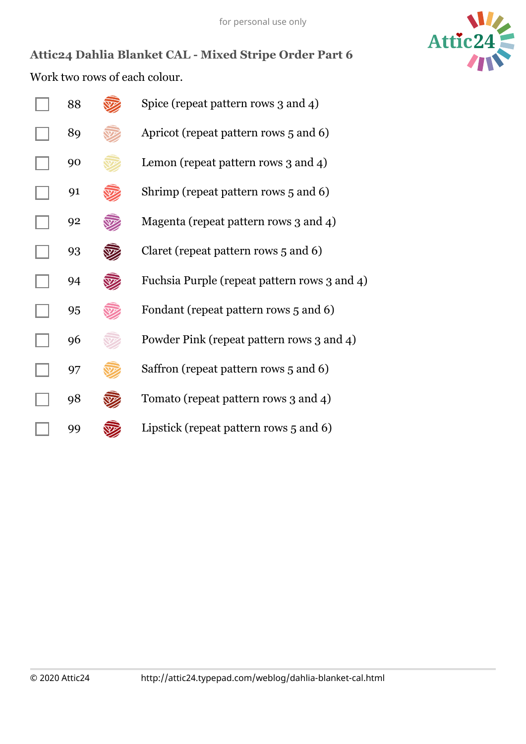for personal use only

## Attic24 Dahlia Blanket CAL - Mixed Stripe Order Part 6

Work two rows of each colour.

- [ ] 88 Spice (repeat pattern rows 3 and 4)
- [ ] 89 Apricot (repeat pattern rows 5 and 6)
- [ ] 90 Lemon (repeat pattern rows 3 and 4)
- [ ] 91 Shrimp (repeat pattern rows 5 and 6)
- [ ] 92 Magenta (repeat pattern rows 3 and 4)
- [ ] 93 Claret (repeat pattern rows 5 and 6)
- [ ] 94 Fuchsia Purple (repeat pattern rows 3 and 4)
- [ ] 95 Fondant (repeat pattern rows 5 and 6)
- [ ] 96 Powder Pink (repeat pattern rows 3 and 4)
- [ ] 97 Saffron (repeat pattern rows 5 and 6)
- [ ] 98 Tomato (repeat pattern rows 3 and 4)
- [ ] 99 Lipstick (repeat pattern rows 5 and 6)

© 2020 Attic24 http://attic24.typepad.com/weblog/dahlia-blanket-cal.html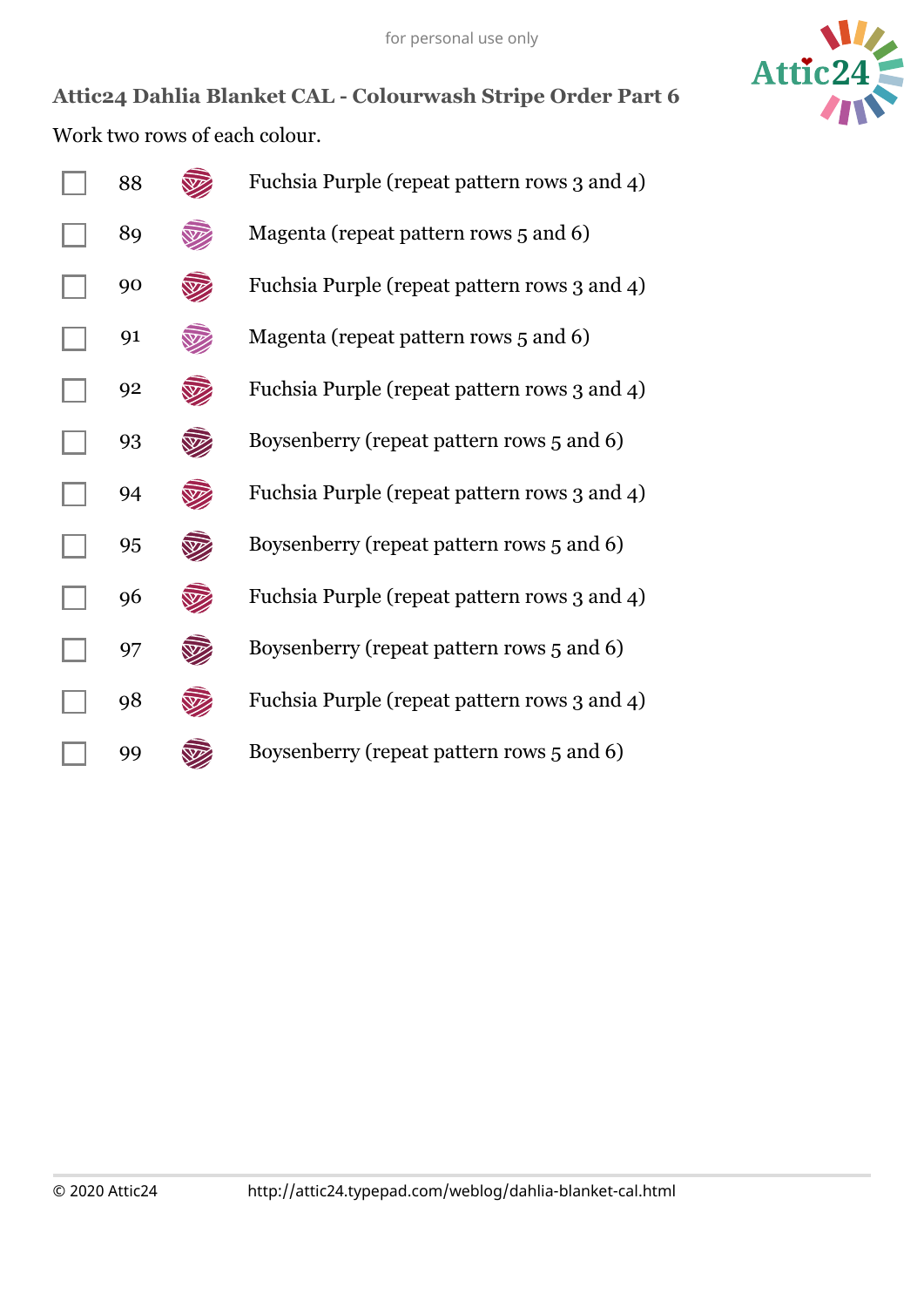## Attic24 Dahlia Blanket CAL - Colourwash Stripe Order Part 6

Work two rows of each colour.

- [ ] 88 Fuchsia Purple (repeat pattern rows 3 and 4)
- [ ] 89 Magenta (repeat pattern rows 5 and 6)
- [ ] 90 Fuchsia Purple (repeat pattern rows 3 and 4)
- [ ] 91 Magenta (repeat pattern rows 5 and 6)
- [ ] 92 Fuchsia Purple (repeat pattern rows 3 and 4)
- [ ] 93 Boysenberry (repeat pattern rows 5 and 6)
- [ ] 94 Fuchsia Purple (repeat pattern rows 3 and 4)
- [ ] 95 Boysenberry (repeat pattern rows 5 and 6)
- [ ] 96 Fuchsia Purple (repeat pattern rows 3 and 4)
- [ ] 97 Boysenberry (repeat pattern rows 5 and 6)
- [ ] 98 Fuchsia Purple (repeat pattern rows 3 and 4)
- [ ] 99 Boysenberry (repeat pattern rows 5 and 6)